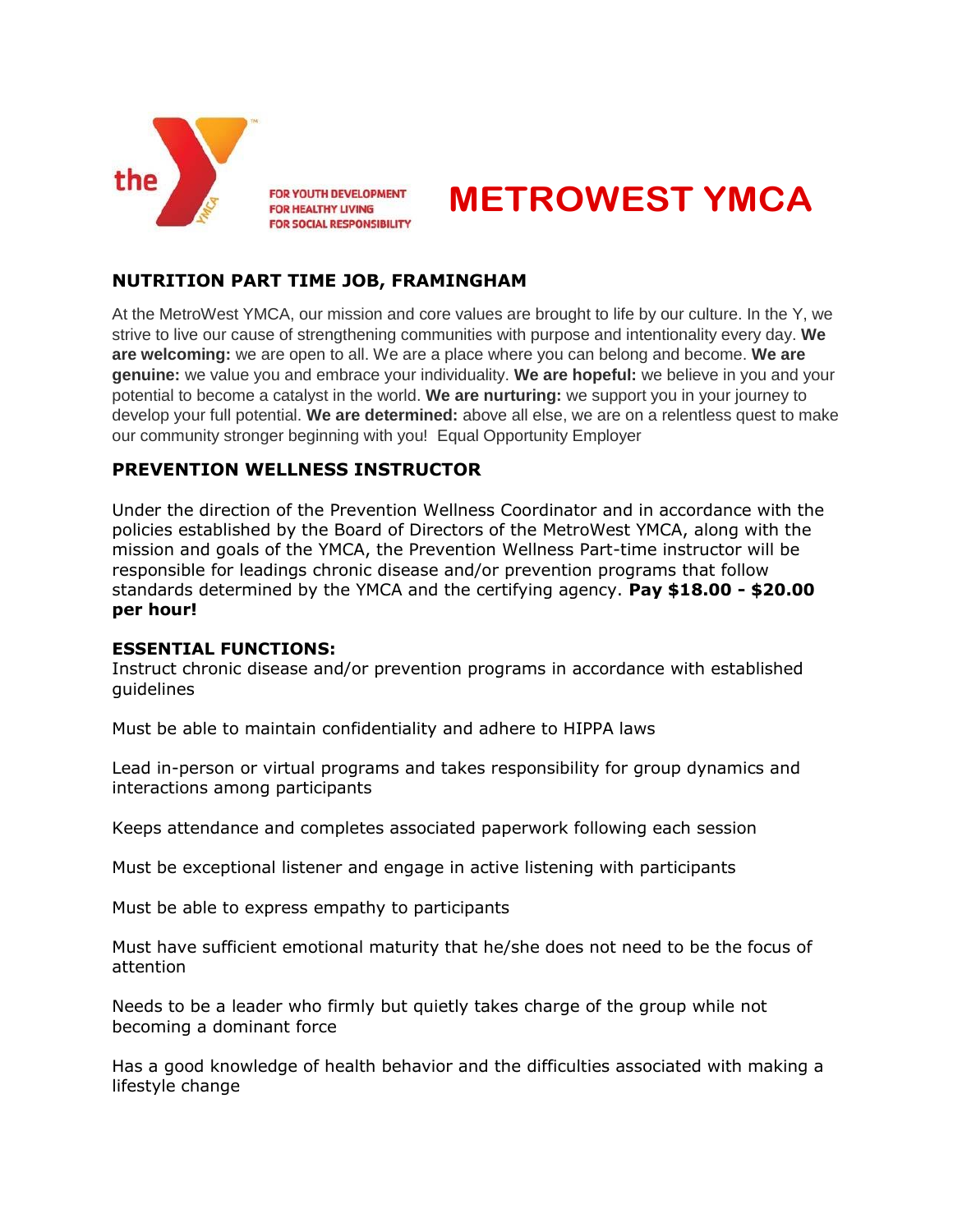the

FOR YOUTH DEVELOPMENT
FOR HEALTHY LIVING
FOR SOCIAL RESPONSIBILITY

# METROWEST YMCA

## NUTRITION PART TIME JOB, FRAMINGHAM

At the MetroWest YMCA, our mission and core values are brought to life by our culture. In the Y, we strive to live our cause of strengthening communities with purpose and intentionality every day. **We are welcoming:** we are open to all. We are a place where you can belong and become. **We are genuine:** we value you and embrace your individuality. **We are hopeful:** we believe in you and your potential to become a catalyst in the world. **We are nurturing:** we support you in your journey to develop your full potential. **We are determined:** above all else, we are on a relentless quest to make our community stronger beginning with you! Equal Opportunity Employer

## PREVENTION WELLNESS INSTRUCTOR

Under the direction of the Prevention Wellness Coordinator and in accordance with the policies established by the Board of Directors of the MetroWest YMCA, along with the mission and goals of the YMCA, the Prevention Wellness Part-time instructor will be responsible for leadings chronic disease and/or prevention programs that follow standards determined by the YMCA and the certifying agency. **Pay $18.00 - $20.00 per hour!**

**ESSENTIAL FUNCTIONS:**

Instruct chronic disease and/or prevention programs in accordance with established guidelines

Must be able to maintain confidentiality and adhere to HIPPA laws

Lead in-person or virtual programs and takes responsibility for group dynamics and interactions among participants

Keeps attendance and completes associated paperwork following each session

Must be exceptional listener and engage in active listening with participants

Must be able to express empathy to participants

Must have sufficient emotional maturity that he/she does not need to be the focus of attention

Needs to be a leader who firmly but quietly takes charge of the group while not becoming a dominant force

Has a good knowledge of health behavior and the difficulties associated with making a lifestyle change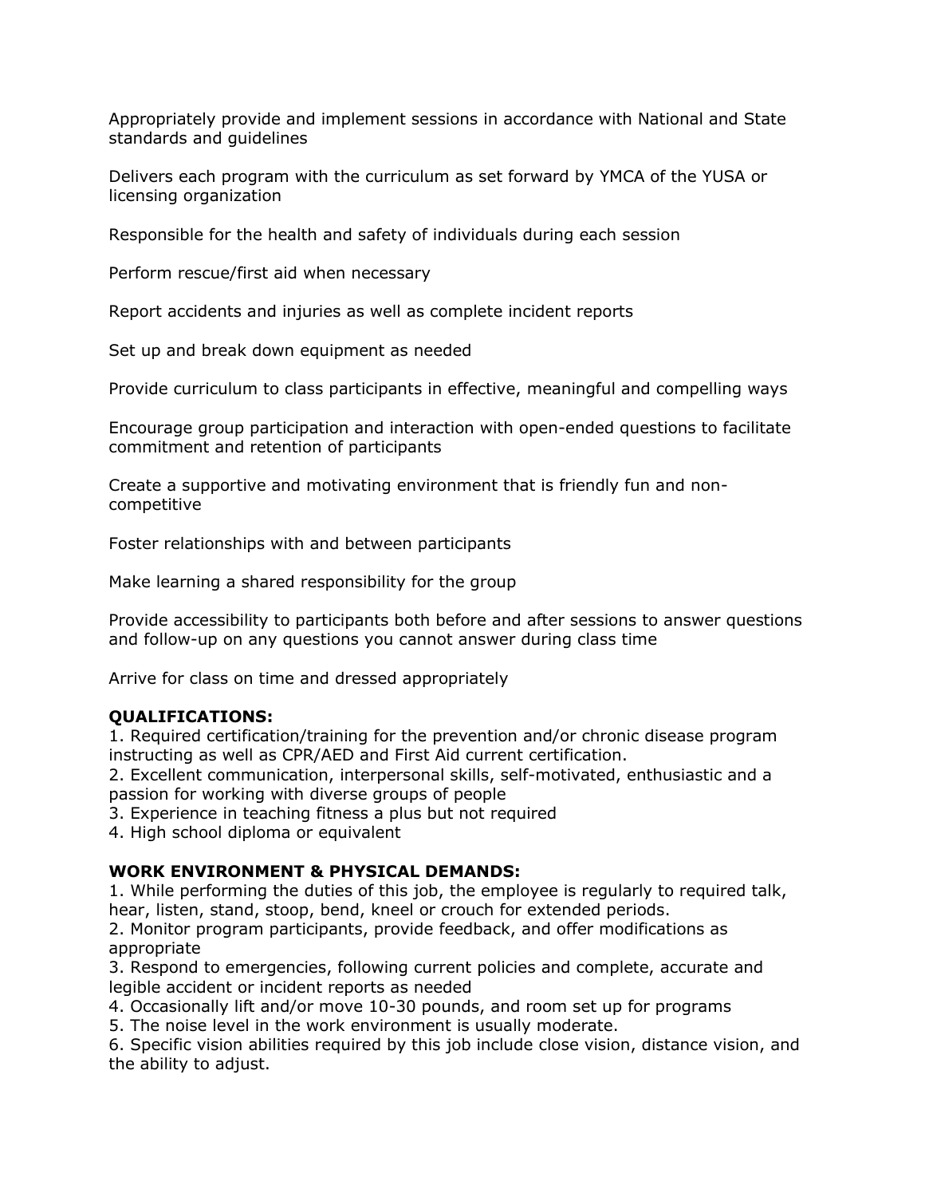Appropriately provide and implement sessions in accordance with National and State standards and guidelines

Delivers each program with the curriculum as set forward by YMCA of the YUSA or licensing organization

Responsible for the health and safety of individuals during each session

Perform rescue/first aid when necessary

Report accidents and injuries as well as complete incident reports

Set up and break down equipment as needed

Provide curriculum to class participants in effective, meaningful and compelling ways

Encourage group participation and interaction with open-ended questions to facilitate commitment and retention of participants

Create a supportive and motivating environment that is friendly fun and non-competitive

Foster relationships with and between participants

Make learning a shared responsibility for the group

Provide accessibility to participants both before and after sessions to answer questions and follow-up on any questions you cannot answer during class time

Arrive for class on time and dressed appropriately

**QUALIFICATIONS:**

1. Required certification/training for the prevention and/or chronic disease program instructing as well as CPR/AED and First Aid current certification.
2. Excellent communication, interpersonal skills, self-motivated, enthusiastic and a passion for working with diverse groups of people
3. Experience in teaching fitness a plus but not required
4. High school diploma or equivalent

**WORK ENVIRONMENT & PHYSICAL DEMANDS:**

1. While performing the duties of this job, the employee is regularly to required talk, hear, listen, stand, stoop, bend, kneel or crouch for extended periods.
2. Monitor program participants, provide feedback, and offer modifications as appropriate
3. Respond to emergencies, following current policies and complete, accurate and legible accident or incident reports as needed
4. Occasionally lift and/or move 10-30 pounds, and room set up for programs
5. The noise level in the work environment is usually moderate.
6. Specific vision abilities required by this job include close vision, distance vision, and the ability to adjust.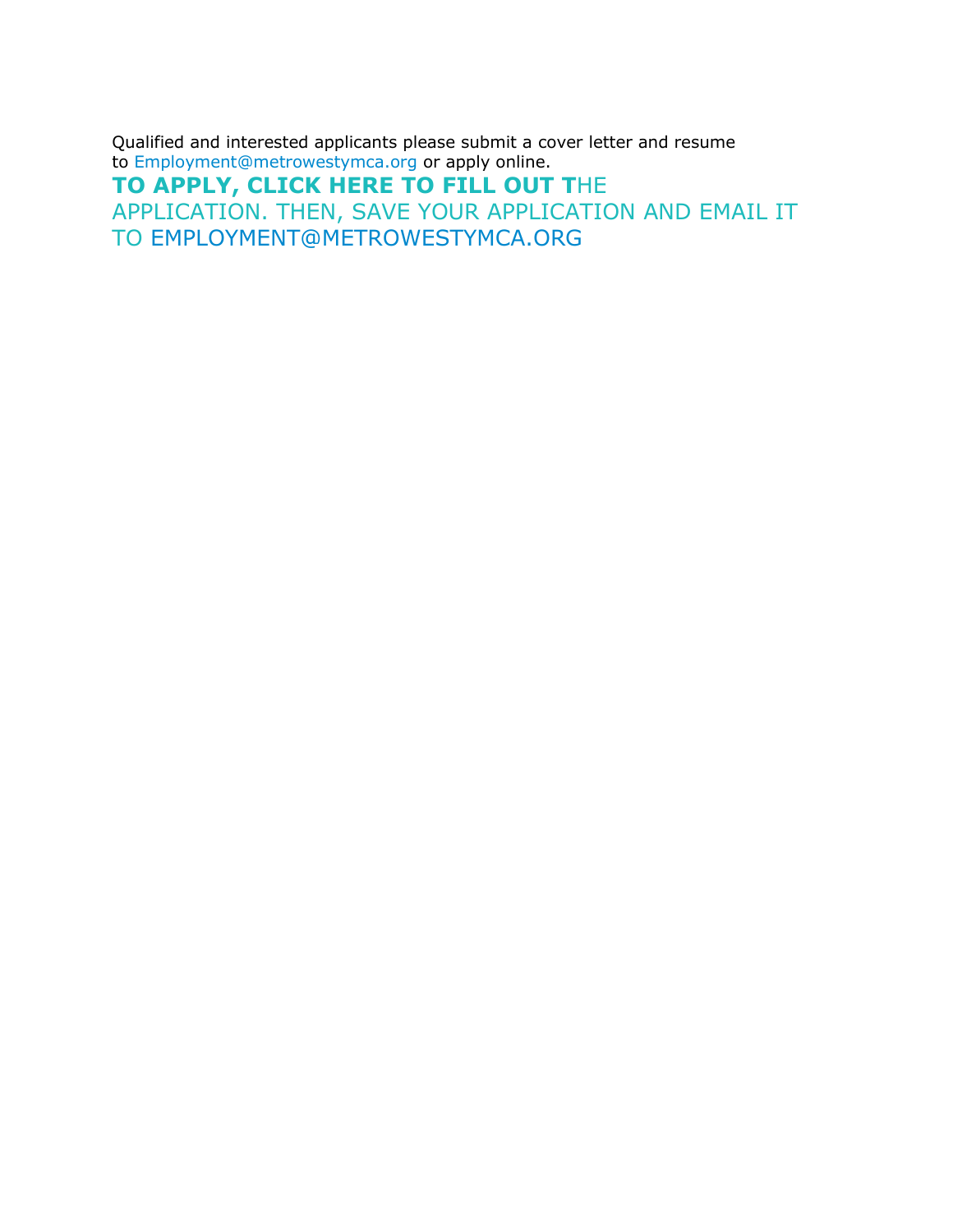Qualified and interested applicants please submit a cover letter and resume to Employment@metrowestymca.org or apply online.

**TO APPLY, CLICK HERE TO FILL OUT T**HE APPLICATION. THEN, SAVE YOUR APPLICATION AND EMAIL IT TO EMPLOYMENT@METROWESTYMCA.ORG